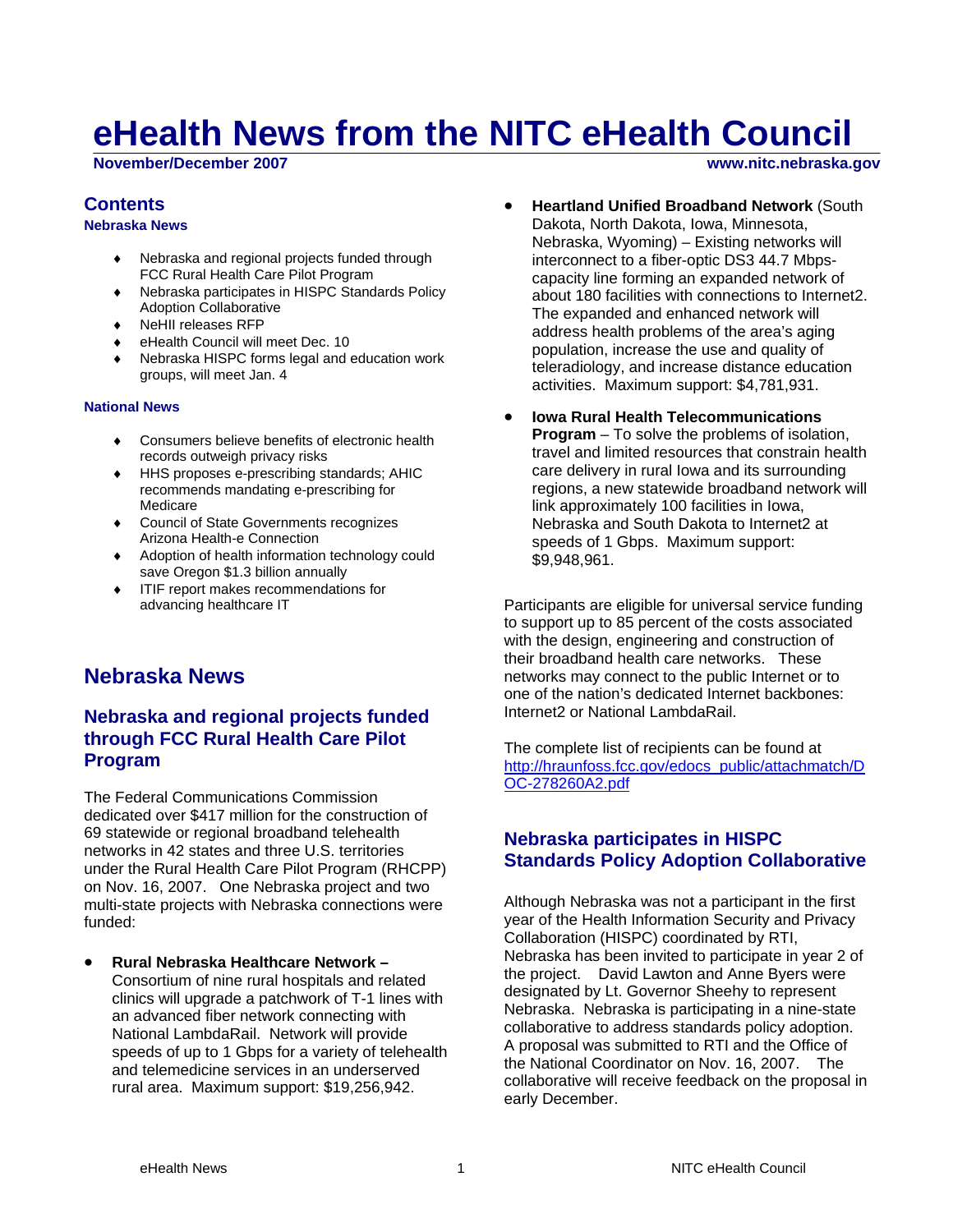# eHealth News from the NITC eHealth Council

**November/December 2007** **www.nitc.nebraska.gov**

## Contents

**Nebraska News**

- Nebraska and regional projects funded through FCC Rural Health Care Pilot Program
- Nebraska participates in HISPC Standards Policy Adoption Collaborative
- NeHII releases RFP
- eHealth Council will meet Dec. 10
- Nebraska HISPC forms legal and education work groups, will meet Jan. 4

**National News**

- Consumers believe benefits of electronic health records outweigh privacy risks
- HHS proposes e-prescribing standards; AHIC recommends mandating e-prescribing for Medicare
- Council of State Governments recognizes Arizona Health-e Connection
- Adoption of health information technology could save Oregon $1.3 billion annually
- ITIF report makes recommendations for advancing healthcare IT

## Nebraska News

### Nebraska and regional projects funded through FCC Rural Health Care Pilot Program

The Federal Communications Commission dedicated over $417 million for the construction of 69 statewide or regional broadband telehealth networks in 42 states and three U.S. territories under the Rural Health Care Pilot Program (RHCPP) on Nov. 16, 2007. One Nebraska project and two multi-state projects with Nebraska connections were funded:

- **Rural Nebraska Healthcare Network –** Consortium of nine rural hospitals and related clinics will upgrade a patchwork of T-1 lines with an advanced fiber network connecting with National LambdaRail. Network will provide speeds of up to 1 Gbps for a variety of telehealth and telemedicine services in an underserved rural area. Maximum support: $19,256,942.
- **Heartland Unified Broadband Network** (South Dakota, North Dakota, Iowa, Minnesota, Nebraska, Wyoming) – Existing networks will interconnect to a fiber-optic DS3 44.7 Mbps-capacity line forming an expanded network of about 180 facilities with connections to Internet2. The expanded and enhanced network will address health problems of the area's aging population, increase the use and quality of teleradiology, and increase distance education activities. Maximum support: $4,781,931.
- **Iowa Rural Health Telecommunications Program** – To solve the problems of isolation, travel and limited resources that constrain health care delivery in rural Iowa and its surrounding regions, a new statewide broadband network will link approximately 100 facilities in Iowa, Nebraska and South Dakota to Internet2 at speeds of 1 Gbps. Maximum support: $9,948,961.

Participants are eligible for universal service funding to support up to 85 percent of the costs associated with the design, engineering and construction of their broadband health care networks. These networks may connect to the public Internet or to one of the nation's dedicated Internet backbones: Internet2 or National LambdaRail.

The complete list of recipients can be found at http://hraunfoss.fcc.gov/edocs_public/attachmatch/DOC-278260A2.pdf

### Nebraska participates in HISPC Standards Policy Adoption Collaborative

Although Nebraska was not a participant in the first year of the Health Information Security and Privacy Collaboration (HISPC) coordinated by RTI, Nebraska has been invited to participate in year 2 of the project. David Lawton and Anne Byers were designated by Lt. Governor Sheehy to represent Nebraska. Nebraska is participating in a nine-state collaborative to address standards policy adoption. A proposal was submitted to RTI and the Office of the National Coordinator on Nov. 16, 2007. The collaborative will receive feedback on the proposal in early December.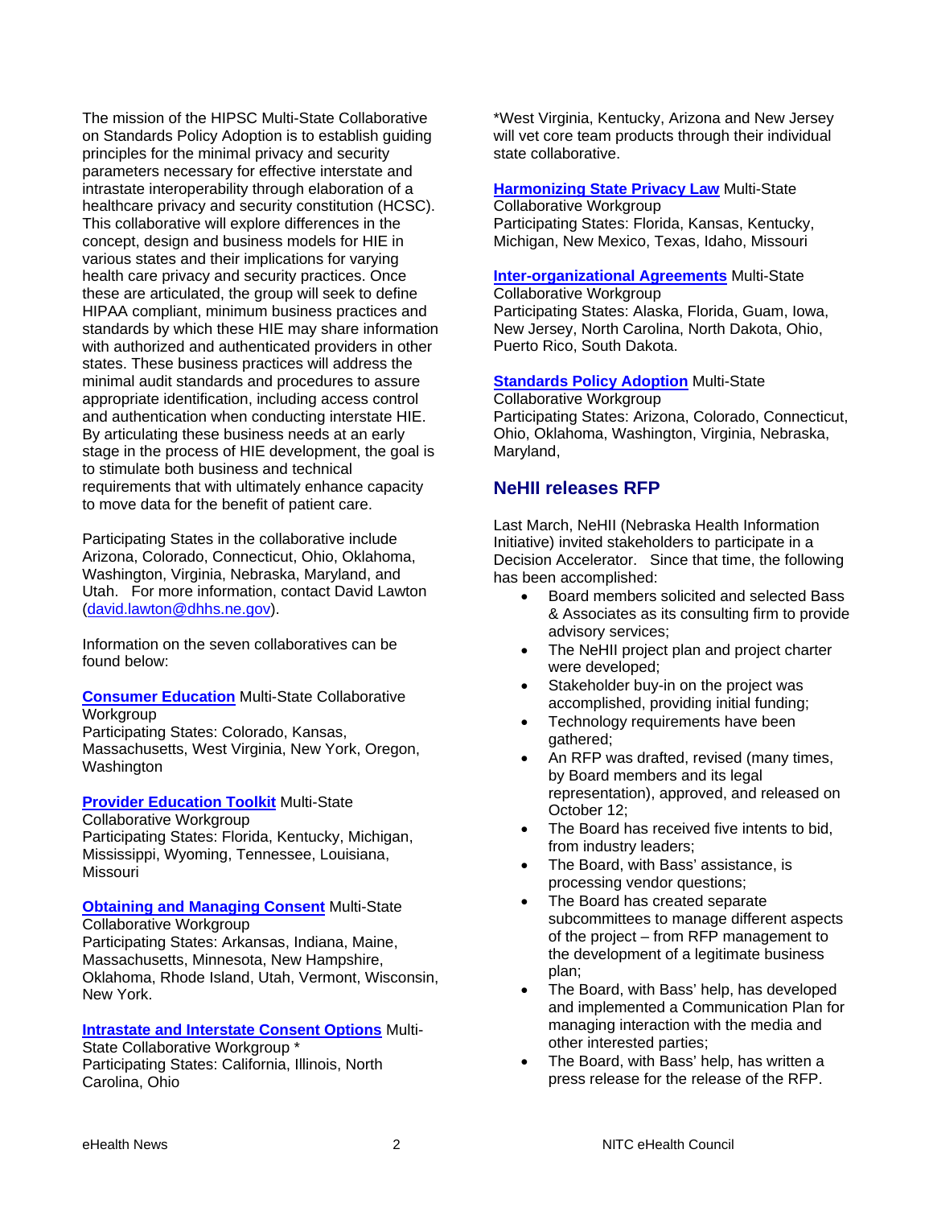The mission of the HIPSC Multi-State Collaborative on Standards Policy Adoption is to establish guiding principles for the minimal privacy and security parameters necessary for effective interstate and intrastate interoperability through elaboration of a healthcare privacy and security constitution (HCSC). This collaborative will explore differences in the concept, design and business models for HIE in various states and their implications for varying health care privacy and security practices. Once these are articulated, the group will seek to define HIPAA compliant, minimum business practices and standards by which these HIE may share information with authorized and authenticated providers in other states. These business practices will address the minimal audit standards and procedures to assure appropriate identification, including access control and authentication when conducting interstate HIE. By articulating these business needs at an early stage in the process of HIE development, the goal is to stimulate both business and technical requirements that with ultimately enhance capacity to move data for the benefit of patient care.

Participating States in the collaborative include Arizona, Colorado, Connecticut, Ohio, Oklahoma, Washington, Virginia, Nebraska, Maryland, and Utah. For more information, contact David Lawton (david.lawton@dhhs.ne.gov).

Information on the seven collaboratives can be found below:

**Consumer Education** Multi-State Collaborative Workgroup
Participating States: Colorado, Kansas, Massachusetts, West Virginia, New York, Oregon, Washington

**Provider Education Toolkit** Multi-State Collaborative Workgroup
Participating States: Florida, Kentucky, Michigan, Mississippi, Wyoming, Tennessee, Louisiana, Missouri

**Obtaining and Managing Consent** Multi-State Collaborative Workgroup
Participating States: Arkansas, Indiana, Maine, Massachusetts, Minnesota, New Hampshire, Oklahoma, Rhode Island, Utah, Vermont, Wisconsin, New York.

**Intrastate and Interstate Consent Options** Multi-State Collaborative Workgroup *
Participating States: California, Illinois, North Carolina, Ohio

*West Virginia, Kentucky, Arizona and New Jersey will vet core team products through their individual state collaborative.

**Harmonizing State Privacy Law** Multi-State Collaborative Workgroup
Participating States: Florida, Kansas, Kentucky, Michigan, New Mexico, Texas, Idaho, Missouri

**Inter-organizational Agreements** Multi-State Collaborative Workgroup
Participating States: Alaska, Florida, Guam, Iowa, New Jersey, North Carolina, North Dakota, Ohio, Puerto Rico, South Dakota.

**Standards Policy Adoption** Multi-State Collaborative Workgroup
Participating States: Arizona, Colorado, Connecticut, Ohio, Oklahoma, Washington, Virginia, Nebraska, Maryland,

## NeHII releases RFP

Last March, NeHII (Nebraska Health Information Initiative) invited stakeholders to participate in a Decision Accelerator. Since that time, the following has been accomplished:

- Board members solicited and selected Bass & Associates as its consulting firm to provide advisory services;
- The NeHII project plan and project charter were developed;
- Stakeholder buy-in on the project was accomplished, providing initial funding;
- Technology requirements have been gathered;
- An RFP was drafted, revised (many times, by Board members and its legal representation), approved, and released on October 12;
- The Board has received five intents to bid, from industry leaders;
- The Board, with Bass' assistance, is processing vendor questions;
- The Board has created separate subcommittees to manage different aspects of the project – from RFP management to the development of a legitimate business plan;
- The Board, with Bass' help, has developed and implemented a Communication Plan for managing interaction with the media and other interested parties;
- The Board, with Bass' help, has written a press release for the release of the RFP.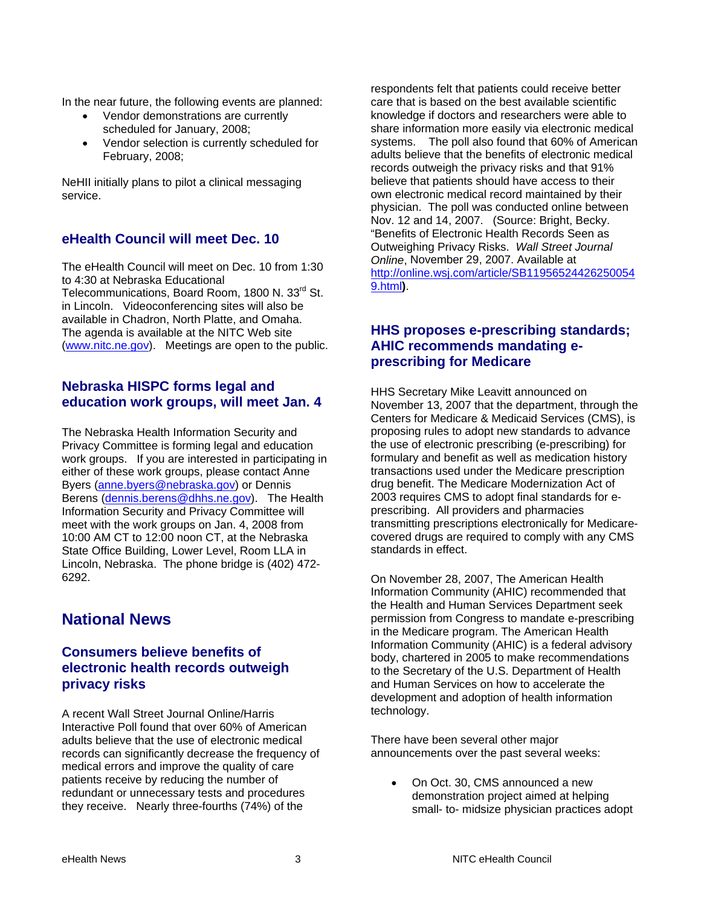In the near future, the following events are planned:

- Vendor demonstrations are currently scheduled for January, 2008;
- Vendor selection is currently scheduled for February, 2008;

NeHII initially plans to pilot a clinical messaging service.

### eHealth Council will meet Dec. 10

The eHealth Council will meet on Dec. 10 from 1:30 to 4:30 at Nebraska Educational Telecommunications, Board Room, 1800 N. 33rd St. in Lincoln. Videoconferencing sites will also be available in Chadron, North Platte, and Omaha. The agenda is available at the NITC Web site (www.nitc.ne.gov). Meetings are open to the public.

### Nebraska HISPC forms legal and education work groups, will meet Jan. 4

The Nebraska Health Information Security and Privacy Committee is forming legal and education work groups. If you are interested in participating in either of these work groups, please contact Anne Byers (anne.byers@nebraska.gov) or Dennis Berens (dennis.berens@dhhs.ne.gov). The Health Information Security and Privacy Committee will meet with the work groups on Jan. 4, 2008 from 10:00 AM CT to 12:00 noon CT, at the Nebraska State Office Building, Lower Level, Room LLA in Lincoln, Nebraska. The phone bridge is (402) 472-6292.

## National News

### Consumers believe benefits of electronic health records outweigh privacy risks

A recent Wall Street Journal Online/Harris Interactive Poll found that over 60% of American adults believe that the use of electronic medical records can significantly decrease the frequency of medical errors and improve the quality of care patients receive by reducing the number of redundant or unnecessary tests and procedures they receive. Nearly three-fourths (74%) of the respondents felt that patients could receive better care that is based on the best available scientific knowledge if doctors and researchers were able to share information more easily via electronic medical systems. The poll also found that 60% of American adults believe that the benefits of electronic medical records outweigh the privacy risks and that 91% believe that patients should have access to their own electronic medical record maintained by their physician. The poll was conducted online between Nov. 12 and 14, 2007. (Source: Bright, Becky. "Benefits of Electronic Health Records Seen as Outweighing Privacy Risks. *Wall Street Journal Online*, November 29, 2007. Available at http://online.wsj.com/article/SB119565244262500549.html**)**.

### HHS proposes e-prescribing standards; AHIC recommends mandating e-prescribing for Medicare

HHS Secretary Mike Leavitt announced on November 13, 2007 that the department, through the Centers for Medicare & Medicaid Services (CMS), is proposing rules to adopt new standards to advance the use of electronic prescribing (e-prescribing) for formulary and benefit as well as medication history transactions used under the Medicare prescription drug benefit. The Medicare Modernization Act of 2003 requires CMS to adopt final standards for e-prescribing. All providers and pharmacies transmitting prescriptions electronically for Medicare-covered drugs are required to comply with any CMS standards in effect.

On November 28, 2007, The American Health Information Community (AHIC) recommended that the Health and Human Services Department seek permission from Congress to mandate e-prescribing in the Medicare program. The American Health Information Community (AHIC) is a federal advisory body, chartered in 2005 to make recommendations to the Secretary of the U.S. Department of Health and Human Services on how to accelerate the development and adoption of health information technology.

There have been several other major announcements over the past several weeks:

- On Oct. 30, CMS announced a new demonstration project aimed at helping small- to- midsize physician practices adopt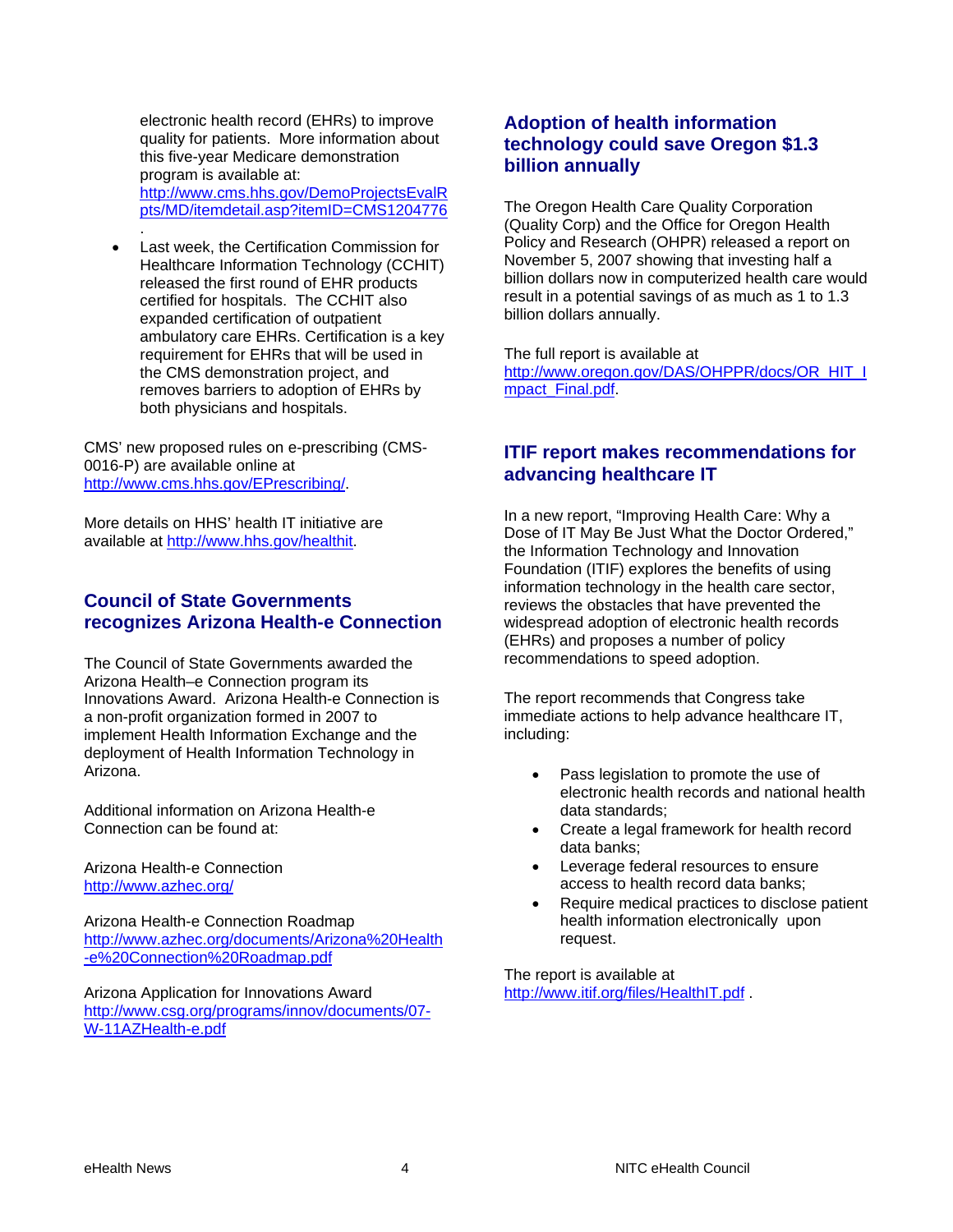electronic health record (EHRs) to improve quality for patients. More information about this five-year Medicare demonstration program is available at: http://www.cms.hhs.gov/DemoProjectsEvalRpts/MD/itemdetail.asp?itemID=CMS1204776.

- Last week, the Certification Commission for Healthcare Information Technology (CCHIT) released the first round of EHR products certified for hospitals. The CCHIT also expanded certification of outpatient ambulatory care EHRs. Certification is a key requirement for EHRs that will be used in the CMS demonstration project, and removes barriers to adoption of EHRs by both physicians and hospitals.

CMS' new proposed rules on e-prescribing (CMS-0016-P) are available online at http://www.cms.hhs.gov/EPrescribing/.

More details on HHS' health IT initiative are available at http://www.hhs.gov/healthit.

## Council of State Governments recognizes Arizona Health-e Connection

The Council of State Governments awarded the Arizona Health–e Connection program its Innovations Award. Arizona Health-e Connection is a non-profit organization formed in 2007 to implement Health Information Exchange and the deployment of Health Information Technology in Arizona.

Additional information on Arizona Health-e Connection can be found at:

Arizona Health-e Connection
http://www.azhec.org/

Arizona Health-e Connection Roadmap
http://www.azhec.org/documents/Arizona%20Health-e%20Connection%20Roadmap.pdf

Arizona Application for Innovations Award
http://www.csg.org/programs/innov/documents/07-W-11AZHealth-e.pdf

## Adoption of health information technology could save Oregon $1.3 billion annually

The Oregon Health Care Quality Corporation (Quality Corp) and the Office for Oregon Health Policy and Research (OHPR) released a report on November 5, 2007 showing that investing half a billion dollars now in computerized health care would result in a potential savings of as much as 1 to 1.3 billion dollars annually.

The full report is available at http://www.oregon.gov/DAS/OHPPR/docs/OR_HIT_Impact_Final.pdf.

## ITIF report makes recommendations for advancing healthcare IT

In a new report, "Improving Health Care: Why a Dose of IT May Be Just What the Doctor Ordered," the Information Technology and Innovation Foundation (ITIF) explores the benefits of using information technology in the health care sector, reviews the obstacles that have prevented the widespread adoption of electronic health records (EHRs) and proposes a number of policy recommendations to speed adoption.

The report recommends that Congress take immediate actions to help advance healthcare IT, including:

- Pass legislation to promote the use of electronic health records and national health data standards;
- Create a legal framework for health record data banks;
- Leverage federal resources to ensure access to health record data banks;
- Require medical practices to disclose patient health information electronically upon request.

The report is available at http://www.itif.org/files/HealthIT.pdf .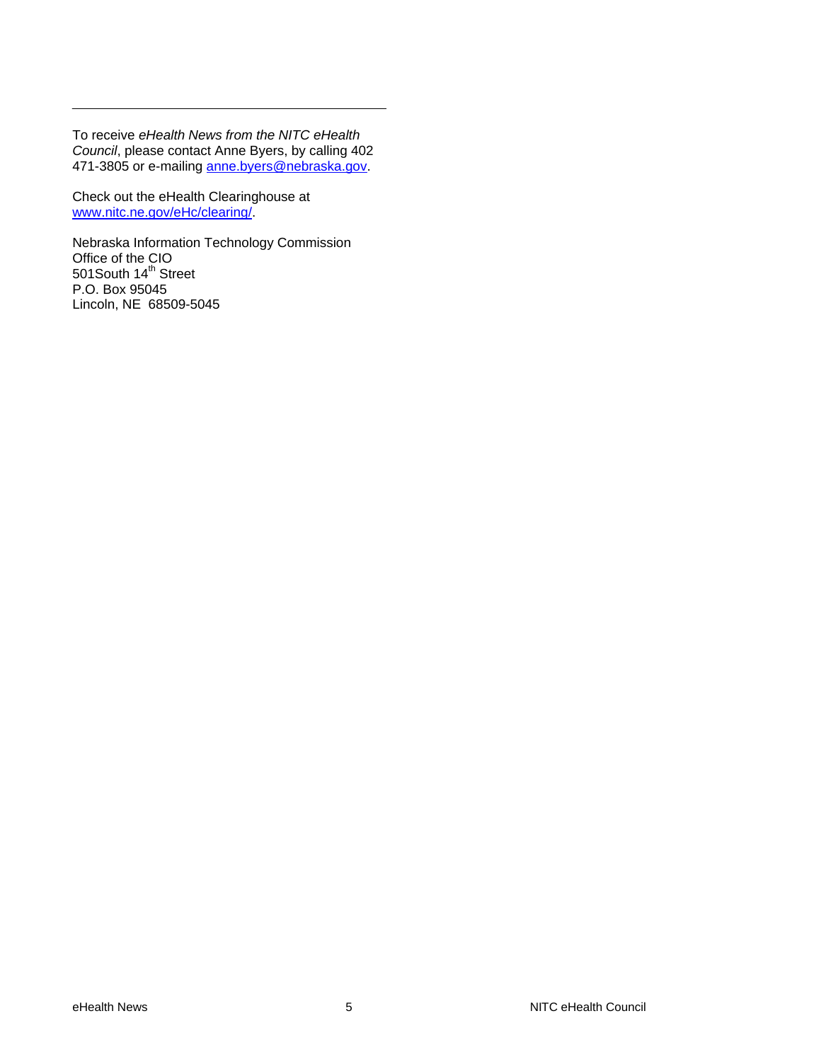---

To receive *eHealth News from the NITC eHealth Council*, please contact Anne Byers, by calling 402 471-3805 or e-mailing anne.byers@nebraska.gov.

Check out the eHealth Clearinghouse at www.nitc.ne.gov/eHc/clearing/.

Nebraska Information Technology Commission
Office of the CIO
501South 14th Street
P.O. Box 95045
Lincoln, NE 68509-5045